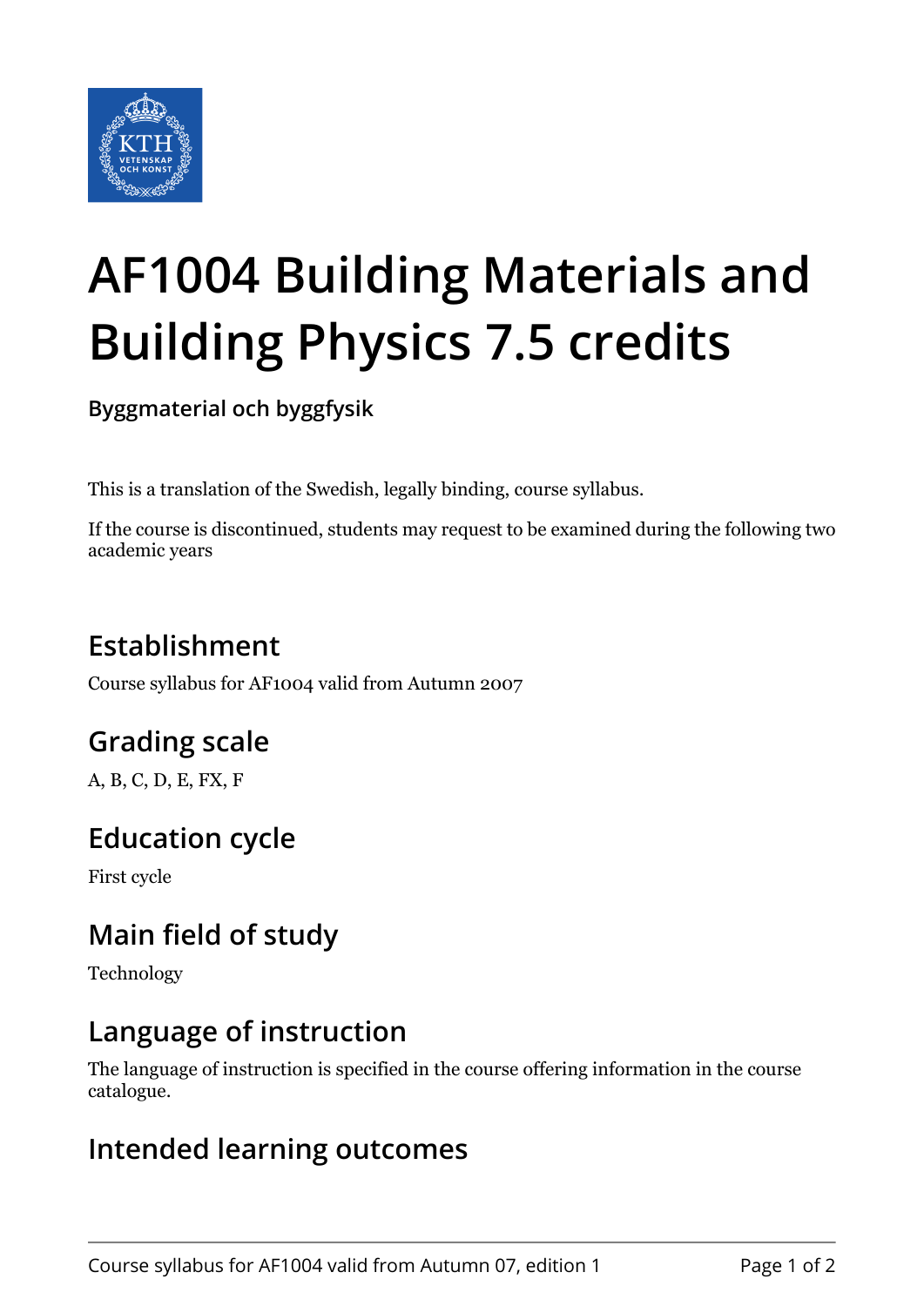# AF1004 Building Materials and Building Physics 7.5 credits

**Byggmaterial och byggfysik**

This is a translation of the Swedish, legally binding, course syllabus.

If the course is discontinued, students may request to be examined during the following two academic years

## Establishment

Course syllabus for AF1004 valid from Autumn 2007

## Grading scale

A, B, C, D, E, FX, F

## Education cycle

First cycle

## Main field of study

Technology

## Language of instruction

The language of instruction is specified in the course offering information in the course catalogue.

## Intended learning outcomes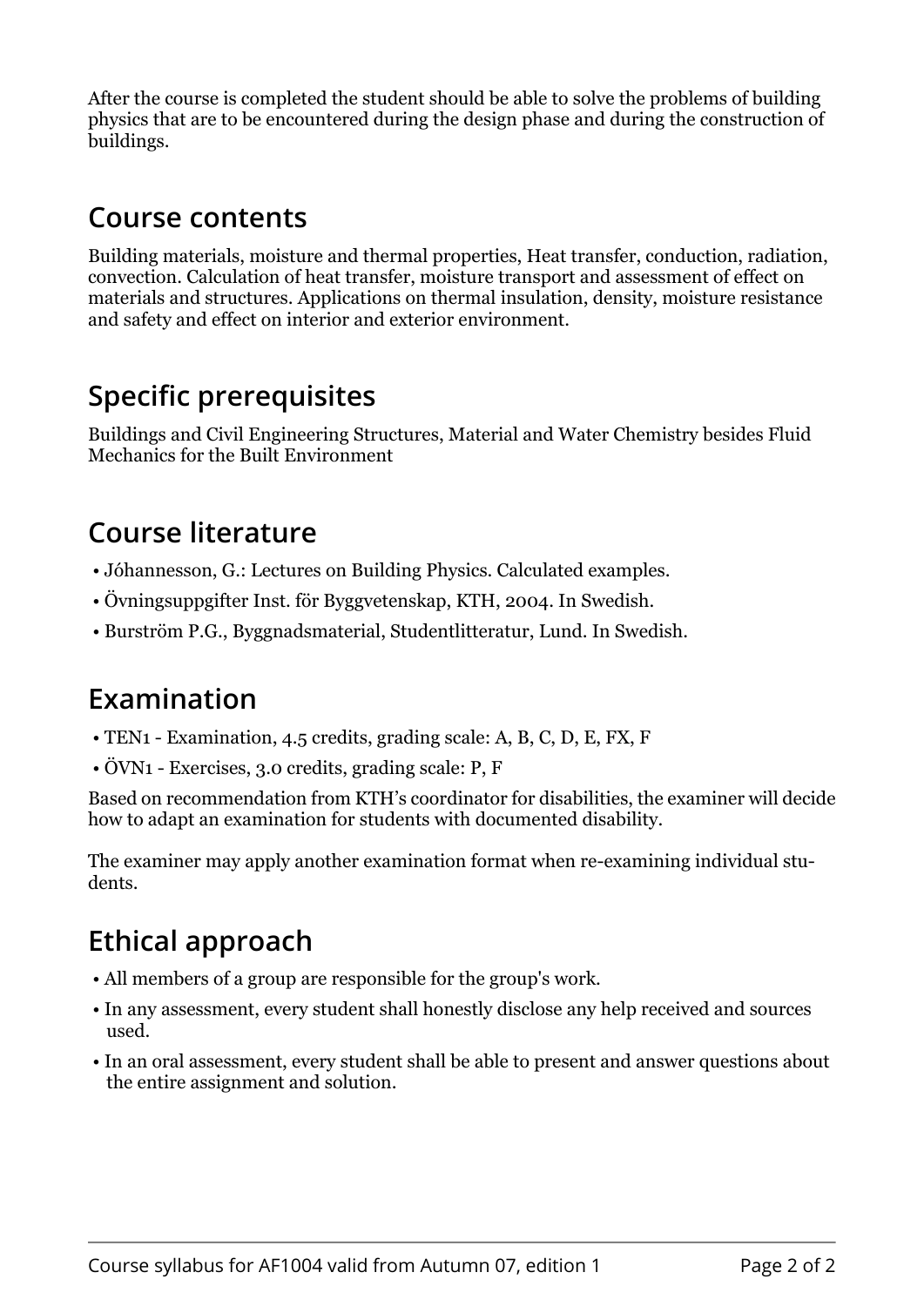After the course is completed the student should be able to solve the problems of building physics that are to be encountered during the design phase and during the construction of buildings.

## Course contents

Building materials, moisture and thermal properties, Heat transfer, conduction, radiation, convection. Calculation of heat transfer, moisture transport and assessment of effect on materials and structures. Applications on thermal insulation, density, moisture resistance and safety and effect on interior and exterior environment.

## Specific prerequisites

Buildings and Civil Engineering Structures, Material and Water Chemistry besides Fluid Mechanics for the Built Environment

## Course literature

- Jóhannesson, G.: Lectures on Building Physics. Calculated examples.
- Övningsuppgifter Inst. för Byggvetenskap, KTH, 2004. In Swedish.
- Burström P.G., Byggnadsmaterial, Studentlitteratur, Lund. In Swedish.

## Examination

- TEN1 - Examination, 4.5 credits, grading scale: A, B, C, D, E, FX, F
- ÖVN1 - Exercises, 3.0 credits, grading scale: P, F

Based on recommendation from KTH's coordinator for disabilities, the examiner will decide how to adapt an examination for students with documented disability.

The examiner may apply another examination format when re-examining individual students.

## Ethical approach

- All members of a group are responsible for the group's work.
- In any assessment, every student shall honestly disclose any help received and sources used.
- In an oral assessment, every student shall be able to present and answer questions about the entire assignment and solution.